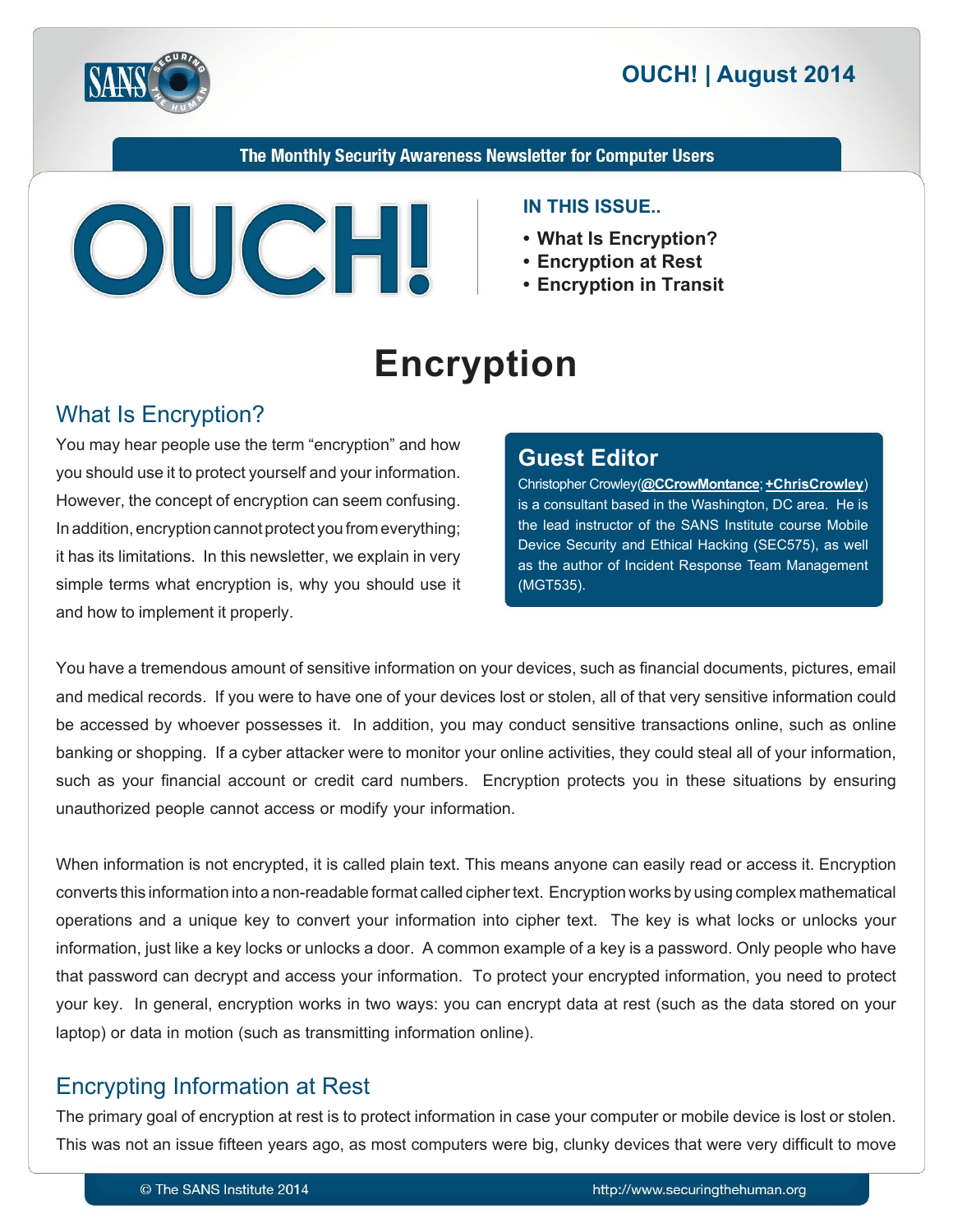# OUCH! | August 2014

The Monthly Security Awareness Newsletter for Computer Users

**IN THIS ISSUE..**

- **What Is Encryption?**
- **Encryption at Rest**
- **Encryption in Transit**

# Encryption

## What Is Encryption?

You may hear people use the term “encryption” and how you should use it to protect yourself and your information. However, the concept of encryption can seem confusing. In addition, encryption cannot protect you from everything; it has its limitations. In this newsletter, we explain in very simple terms what encryption is, why you should use it and how to implement it properly.

### Guest Editor

Christopher Crowley(**@CCrowMontance**; **+ChrisCrowley**) is a consultant based in the Washington, DC area. He is the lead instructor of the SANS Institute course Mobile Device Security and Ethical Hacking (SEC575), as well as the author of Incident Response Team Management (MGT535).

You have a tremendous amount of sensitive information on your devices, such as financial documents, pictures, email and medical records. If you were to have one of your devices lost or stolen, all of that very sensitive information could be accessed by whoever possesses it. In addition, you may conduct sensitive transactions online, such as online banking or shopping. If a cyber attacker were to monitor your online activities, they could steal all of your information, such as your financial account or credit card numbers. Encryption protects you in these situations by ensuring unauthorized people cannot access or modify your information.

When information is not encrypted, it is called plain text. This means anyone can easily read or access it. Encryption converts this information into a non-readable format called cipher text. Encryption works by using complex mathematical operations and a unique key to convert your information into cipher text. The key is what locks or unlocks your information, just like a key locks or unlocks a door. A common example of a key is a password. Only people who have that password can decrypt and access your information. To protect your encrypted information, you need to protect your key. In general, encryption works in two ways: you can encrypt data at rest (such as the data stored on your laptop) or data in motion (such as transmitting information online).

## Encrypting Information at Rest

The primary goal of encryption at rest is to protect information in case your computer or mobile device is lost or stolen. This was not an issue fifteen years ago, as most computers were big, clunky devices that were very difficult to move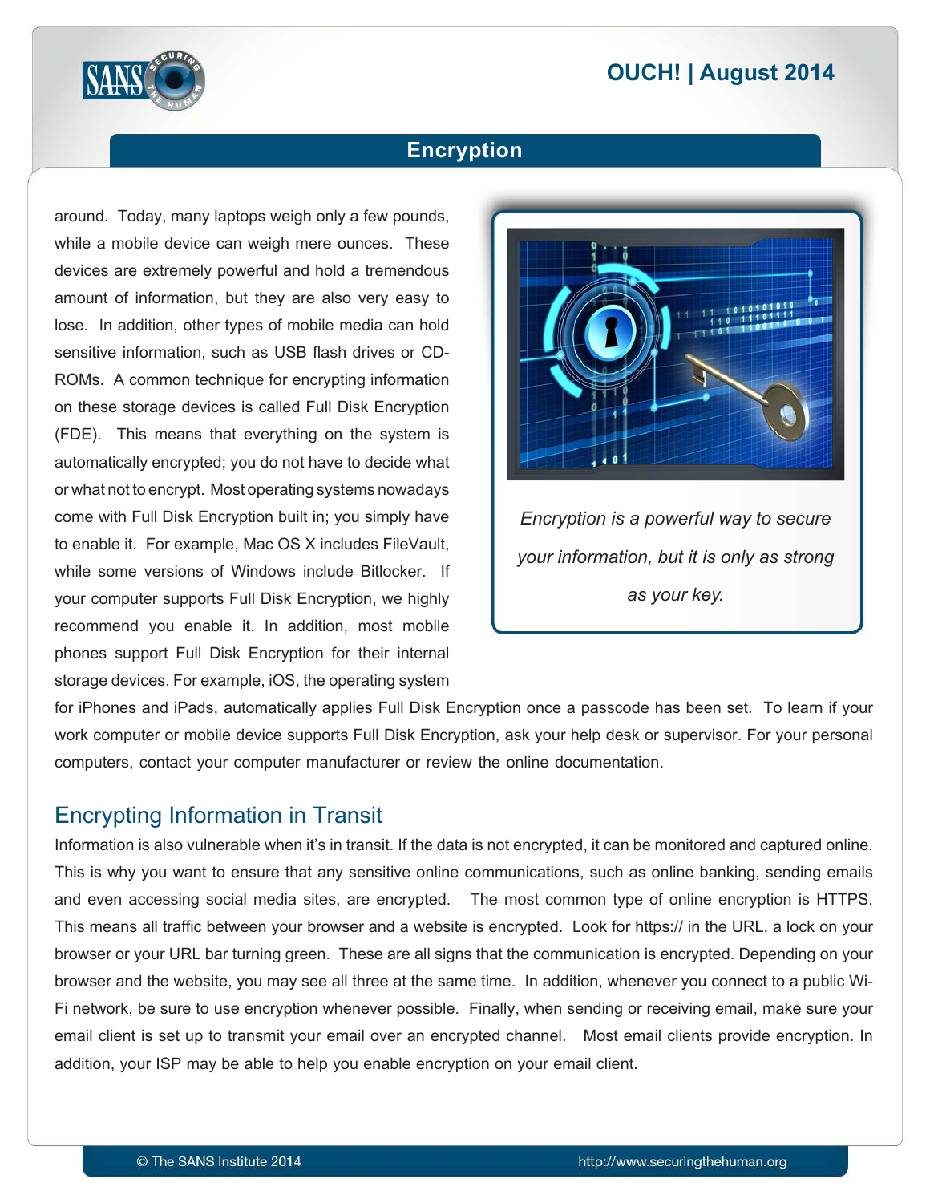around. Today, many laptops weigh only a few pounds, while a mobile device can weigh mere ounces. These devices are extremely powerful and hold a tremendous amount of information, but they are also very easy to lose. In addition, other types of mobile media can hold sensitive information, such as USB flash drives or CD-ROMs. A common technique for encrypting information on these storage devices is called Full Disk Encryption (FDE). This means that everything on the system is automatically encrypted; you do not have to decide what or what not to encrypt. Most operating systems nowadays come with Full Disk Encryption built in; you simply have to enable it. For example, Mac OS X includes FileVault, while some versions of Windows include Bitlocker. If your computer supports Full Disk Encryption, we highly recommend you enable it. In addition, most mobile phones support Full Disk Encryption for their internal storage devices. For example, iOS, the operating system for iPhones and iPads, automatically applies Full Disk Encryption once a passcode has been set. To learn if your work computer or mobile device supports Full Disk Encryption, ask your help desk or supervisor. For your personal computers, contact your computer manufacturer or review the online documentation.

*Encryption is a powerful way to secure your information, but it is only as strong as your key.*

## Encrypting Information in Transit

Information is also vulnerable when it's in transit. If the data is not encrypted, it can be monitored and captured online. This is why you want to ensure that any sensitive online communications, such as online banking, sending emails and even accessing social media sites, are encrypted. The most common type of online encryption is HTTPS. This means all traffic between your browser and a website is encrypted. Look for https:// in the URL, a lock on your browser or your URL bar turning green. These are all signs that the communication is encrypted. Depending on your browser and the website, you may see all three at the same time. In addition, whenever you connect to a public Wi-Fi network, be sure to use encryption whenever possible. Finally, when sending or receiving email, make sure your email client is set up to transmit your email over an encrypted channel. Most email clients provide encryption. In addition, your ISP may be able to help you enable encryption on your email client.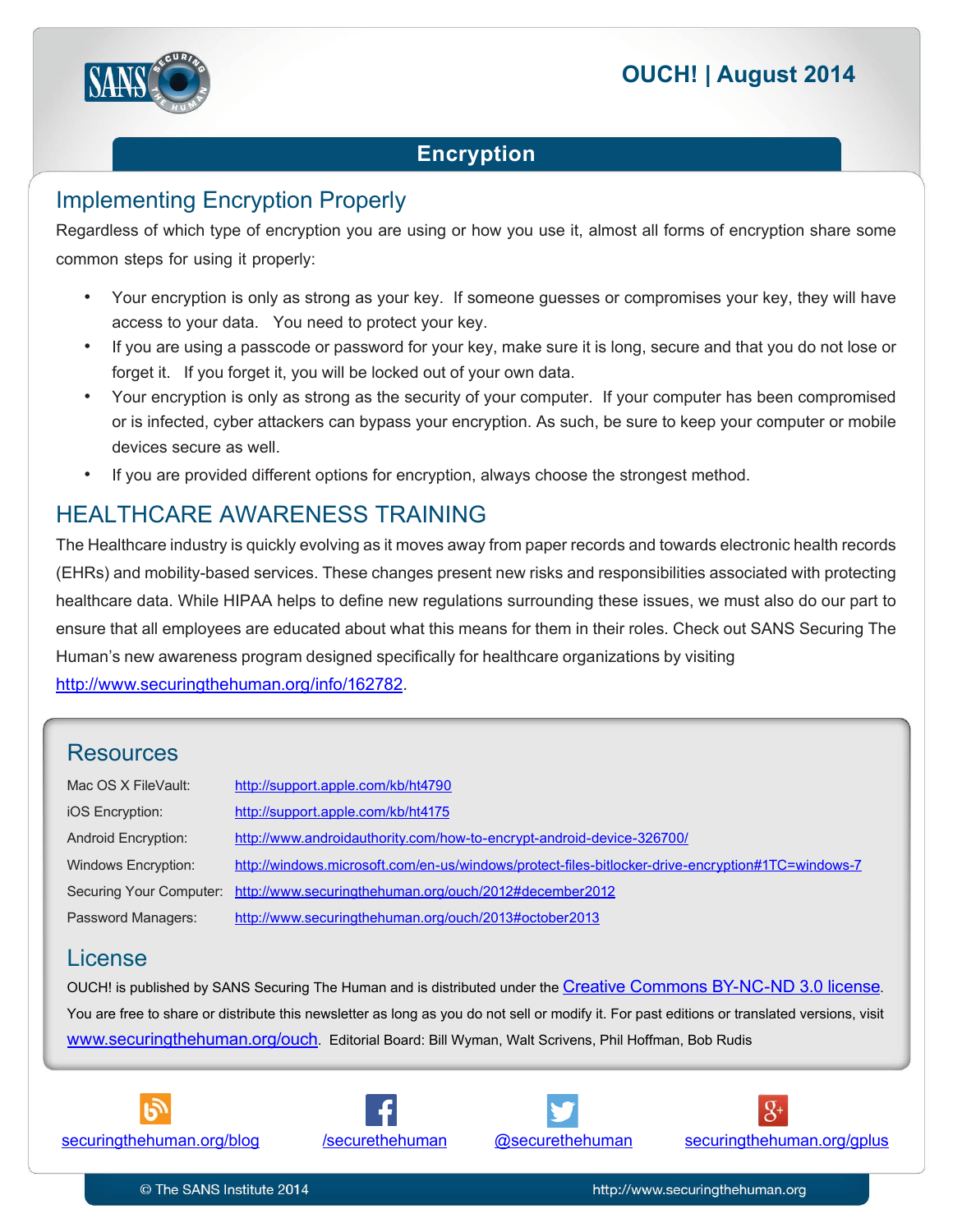## Implementing Encryption Properly

Regardless of which type of encryption you are using or how you use it, almost all forms of encryption share some common steps for using it properly:

- Your encryption is only as strong as your key. If someone guesses or compromises your key, they will have access to your data. You need to protect your key.
- If you are using a passcode or password for your key, make sure it is long, secure and that you do not lose or forget it. If you forget it, you will be locked out of your own data.
- Your encryption is only as strong as the security of your computer. If your computer has been compromised or is infected, cyber attackers can bypass your encryption. As such, be sure to keep your computer or mobile devices secure as well.
- If you are provided different options for encryption, always choose the strongest method.

## HEALTHCARE AWARENESS TRAINING

The Healthcare industry is quickly evolving as it moves away from paper records and towards electronic health records (EHRs) and mobility-based services. These changes present new risks and responsibilities associated with protecting healthcare data. While HIPAA helps to define new regulations surrounding these issues, we must also do our part to ensure that all employees are educated about what this means for them in their roles. Check out SANS Securing The Human's new awareness program designed specifically for healthcare organizations by visiting http://www.securingthehuman.org/info/162782.

## Resources

| | |
|---|---|
| Mac OS X FileVault: | http://support.apple.com/kb/ht4790 |
| iOS Encryption: | http://support.apple.com/kb/ht4175 |
| Android Encryption: | http://www.androidauthority.com/how-to-encrypt-android-device-326700/ |
| Windows Encryption: | http://windows.microsoft.com/en-us/windows/protect-files-bitlocker-drive-encryption#1TC=windows-7 |
| Securing Your Computer: | http://www.securingthehuman.org/ouch/2012#december2012 |
| Password Managers: | http://www.securingthehuman.org/ouch/2013#october2013 |

## License

OUCH! is published by SANS Securing The Human and is distributed under the Creative Commons BY-NC-ND 3.0 license. You are free to share or distribute this newsletter as long as you do not sell or modify it. For past editions or translated versions, visit www.securingthehuman.org/ouch. Editorial Board: Bill Wyman, Walt Scrivens, Phil Hoffman, Bob Rudis

securingthehuman.org/blog | /securethehuman | @securethehuman | securingthehuman.org/gplus